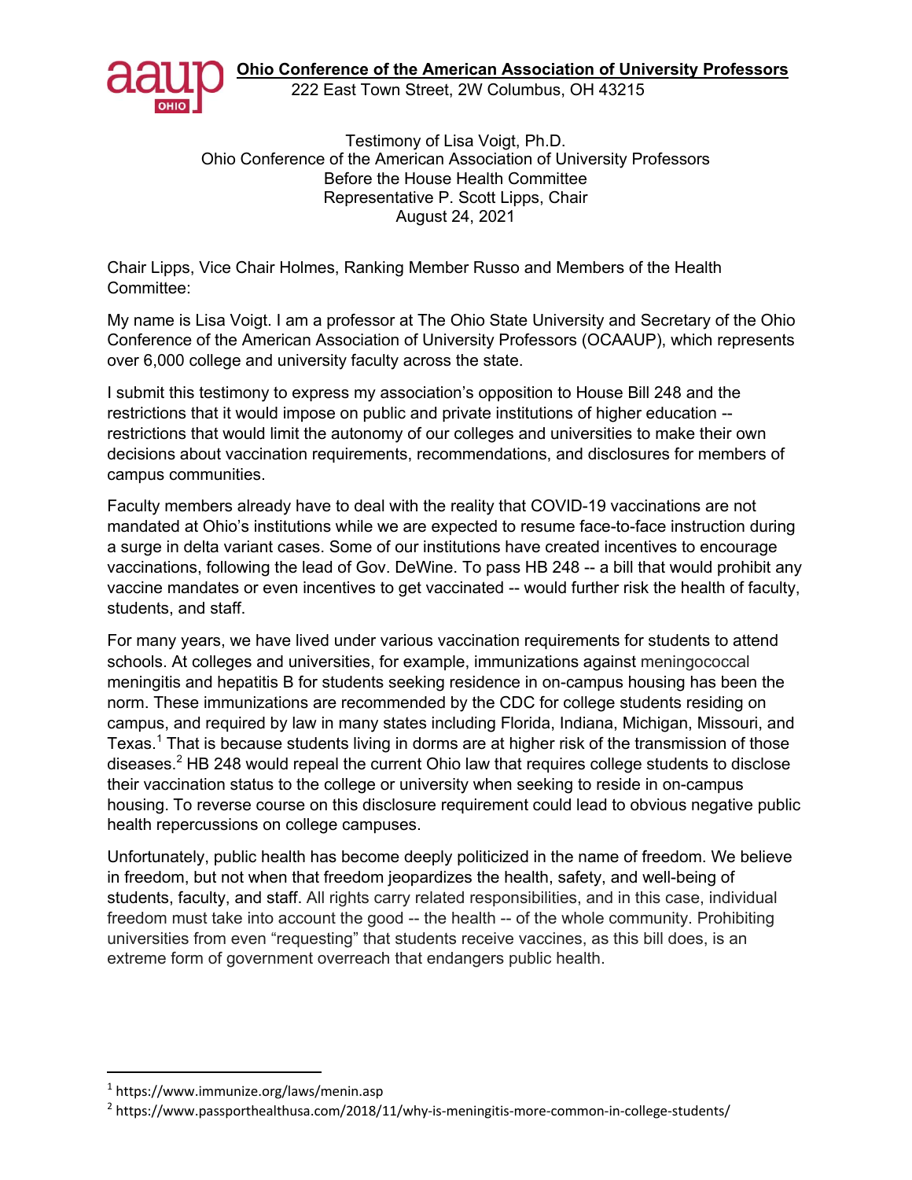**Ohio Conference of the American Association of University Professors**
222 East Town Street, 2W Columbus, OH 43215

Testimony of Lisa Voigt, Ph.D.
Ohio Conference of the American Association of University Professors
Before the House Health Committee
Representative P. Scott Lipps, Chair
August 24, 2021

Chair Lipps, Vice Chair Holmes, Ranking Member Russo and Members of the Health Committee:

My name is Lisa Voigt. I am a professor at The Ohio State University and Secretary of the Ohio Conference of the American Association of University Professors (OCAAUP), which represents over 6,000 college and university faculty across the state.

I submit this testimony to express my association's opposition to House Bill 248 and the restrictions that it would impose on public and private institutions of higher education -- restrictions that would limit the autonomy of our colleges and universities to make their own decisions about vaccination requirements, recommendations, and disclosures for members of campus communities.

Faculty members already have to deal with the reality that COVID-19 vaccinations are not mandated at Ohio's institutions while we are expected to resume face-to-face instruction during a surge in delta variant cases. Some of our institutions have created incentives to encourage vaccinations, following the lead of Gov. DeWine. To pass HB 248 -- a bill that would prohibit any vaccine mandates or even incentives to get vaccinated -- would further risk the health of faculty, students, and staff.

For many years, we have lived under various vaccination requirements for students to attend schools. At colleges and universities, for example, immunizations against meningococcal meningitis and hepatitis B for students seeking residence in on-campus housing has been the norm. These immunizations are recommended by the CDC for college students residing on campus, and required by law in many states including Florida, Indiana, Michigan, Missouri, and Texas.[1] That is because students living in dorms are at higher risk of the transmission of those diseases.[2] HB 248 would repeal the current Ohio law that requires college students to disclose their vaccination status to the college or university when seeking to reside in on-campus housing. To reverse course on this disclosure requirement could lead to obvious negative public health repercussions on college campuses.

Unfortunately, public health has become deeply politicized in the name of freedom. We believe in freedom, but not when that freedom jeopardizes the health, safety, and well-being of students, faculty, and staff. All rights carry related responsibilities, and in this case, individual freedom must take into account the good -- the health -- of the whole community. Prohibiting universities from even "requesting" that students receive vaccines, as this bill does, is an extreme form of government overreach that endangers public health.

---

[1] https://www.immunize.org/laws/menin.asp

[2] https://www.passporthealthusa.com/2018/11/why-is-meningitis-more-common-in-college-students/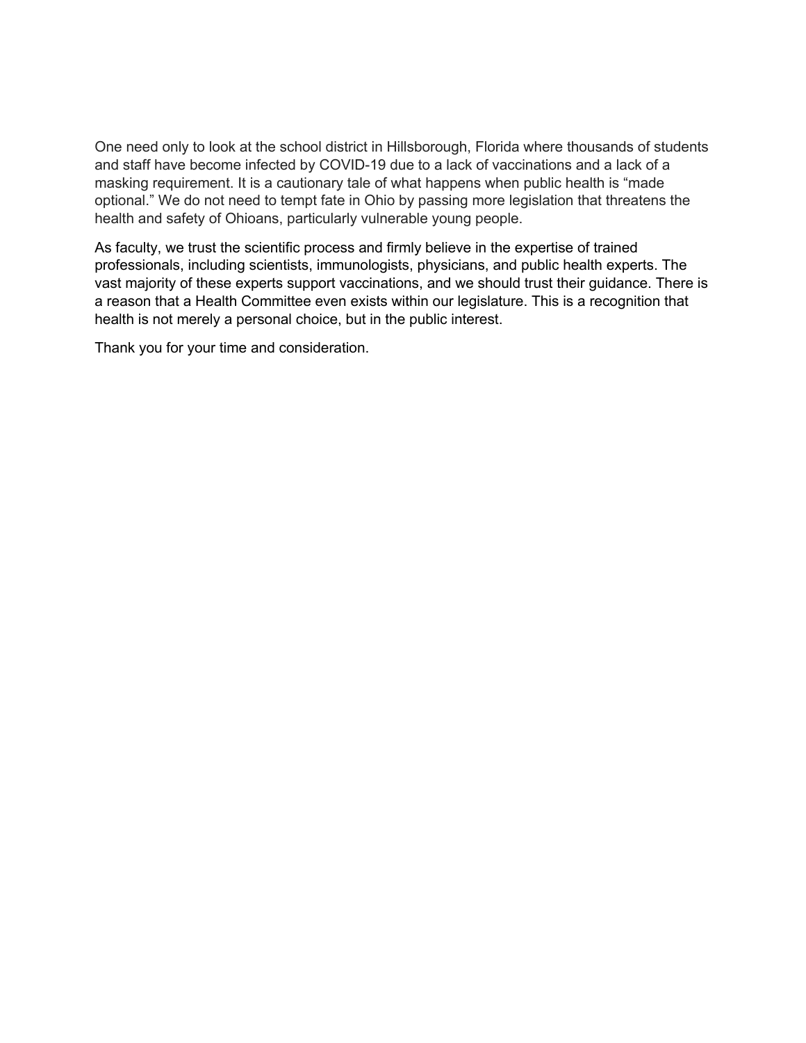One need only to look at the school district in Hillsborough, Florida where thousands of students and staff have become infected by COVID-19 due to a lack of vaccinations and a lack of a masking requirement. It is a cautionary tale of what happens when public health is "made optional." We do not need to tempt fate in Ohio by passing more legislation that threatens the health and safety of Ohioans, particularly vulnerable young people.

As faculty, we trust the scientific process and firmly believe in the expertise of trained professionals, including scientists, immunologists, physicians, and public health experts. The vast majority of these experts support vaccinations, and we should trust their guidance. There is a reason that a Health Committee even exists within our legislature. This is a recognition that health is not merely a personal choice, but in the public interest.

Thank you for your time and consideration.